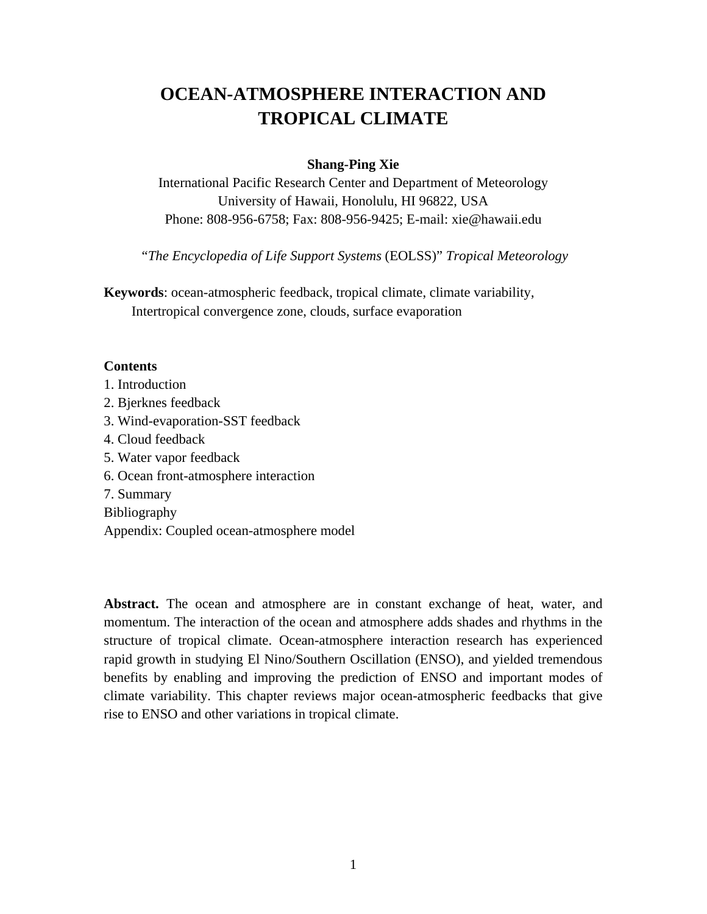# OCEAN-ATMOSPHERE INTERACTION AND TROPICAL CLIMATE

**Shang-Ping Xie**

International Pacific Research Center and Department of Meteorology
University of Hawaii, Honolulu, HI 96822, USA
Phone: 808-956-6758; Fax: 808-956-9425; E-mail: xie@hawaii.edu

"*The Encyclopedia of Life Support Systems* (EOLSS)" *Tropical Meteorology*

**Keywords**: ocean-atmospheric feedback, tropical climate, climate variability, Intertropical convergence zone, clouds, surface evaporation

**Contents**

1. Introduction
2. Bjerknes feedback
3. Wind-evaporation-SST feedback
4. Cloud feedback
5. Water vapor feedback
6. Ocean front-atmosphere interaction
7. Summary

Bibliography

Appendix: Coupled ocean-atmosphere model

**Abstract.** The ocean and atmosphere are in constant exchange of heat, water, and momentum. The interaction of the ocean and atmosphere adds shades and rhythms in the structure of tropical climate. Ocean-atmosphere interaction research has experienced rapid growth in studying El Nino/Southern Oscillation (ENSO), and yielded tremendous benefits by enabling and improving the prediction of ENSO and important modes of climate variability. This chapter reviews major ocean-atmospheric feedbacks that give rise to ENSO and other variations in tropical climate.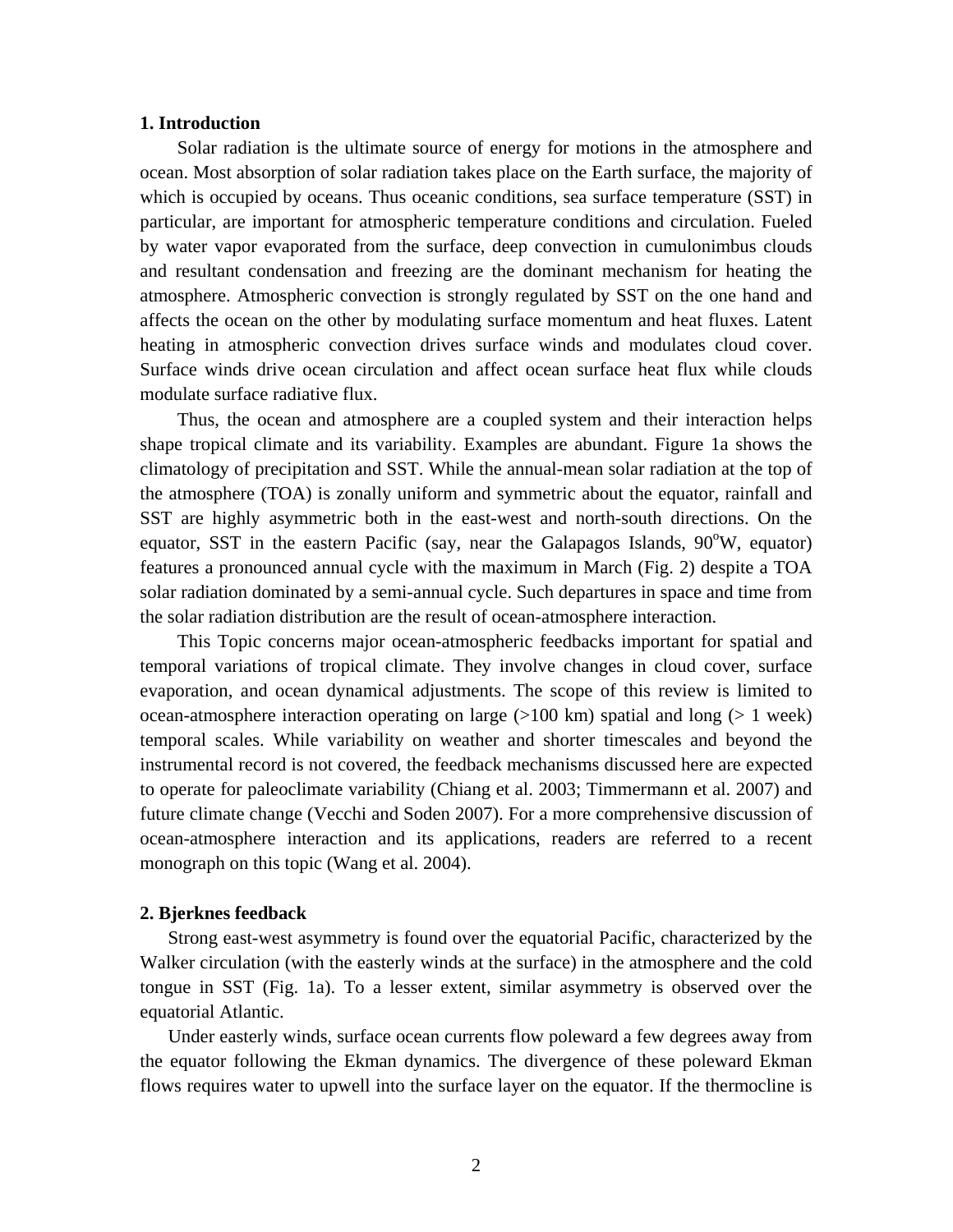## 1. Introduction

Solar radiation is the ultimate source of energy for motions in the atmosphere and ocean. Most absorption of solar radiation takes place on the Earth surface, the majority of which is occupied by oceans. Thus oceanic conditions, sea surface temperature (SST) in particular, are important for atmospheric temperature conditions and circulation. Fueled by water vapor evaporated from the surface, deep convection in cumulonimbus clouds and resultant condensation and freezing are the dominant mechanism for heating the atmosphere. Atmospheric convection is strongly regulated by SST on the one hand and affects the ocean on the other by modulating surface momentum and heat fluxes. Latent heating in atmospheric convection drives surface winds and modulates cloud cover. Surface winds drive ocean circulation and affect ocean surface heat flux while clouds modulate surface radiative flux.

Thus, the ocean and atmosphere are a coupled system and their interaction helps shape tropical climate and its variability. Examples are abundant. Figure 1a shows the climatology of precipitation and SST. While the annual-mean solar radiation at the top of the atmosphere (TOA) is zonally uniform and symmetric about the equator, rainfall and SST are highly asymmetric both in the east-west and north-south directions. On the equator, SST in the eastern Pacific (say, near the Galapagos Islands, 90°W, equator) features a pronounced annual cycle with the maximum in March (Fig. 2) despite a TOA solar radiation dominated by a semi-annual cycle. Such departures in space and time from the solar radiation distribution are the result of ocean-atmosphere interaction.

This Topic concerns major ocean-atmospheric feedbacks important for spatial and temporal variations of tropical climate. They involve changes in cloud cover, surface evaporation, and ocean dynamical adjustments. The scope of this review is limited to ocean-atmosphere interaction operating on large (>100 km) spatial and long (> 1 week) temporal scales. While variability on weather and shorter timescales and beyond the instrumental record is not covered, the feedback mechanisms discussed here are expected to operate for paleoclimate variability (Chiang et al. 2003; Timmermann et al. 2007) and future climate change (Vecchi and Soden 2007). For a more comprehensive discussion of ocean-atmosphere interaction and its applications, readers are referred to a recent monograph on this topic (Wang et al. 2004).

## 2. Bjerknes feedback

Strong east-west asymmetry is found over the equatorial Pacific, characterized by the Walker circulation (with the easterly winds at the surface) in the atmosphere and the cold tongue in SST (Fig. 1a). To a lesser extent, similar asymmetry is observed over the equatorial Atlantic.

Under easterly winds, surface ocean currents flow poleward a few degrees away from the equator following the Ekman dynamics. The divergence of these poleward Ekman flows requires water to upwell into the surface layer on the equator. If the thermocline is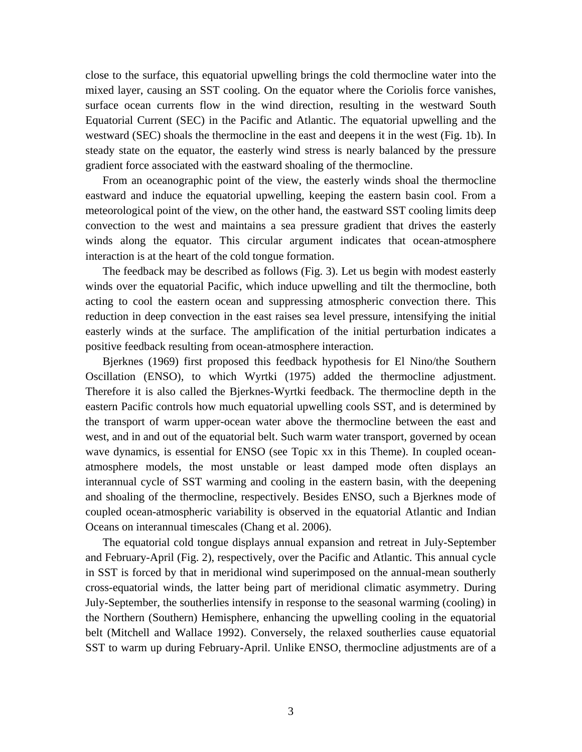close to the surface, this equatorial upwelling brings the cold thermocline water into the mixed layer, causing an SST cooling. On the equator where the Coriolis force vanishes, surface ocean currents flow in the wind direction, resulting in the westward South Equatorial Current (SEC) in the Pacific and Atlantic. The equatorial upwelling and the westward (SEC) shoals the thermocline in the east and deepens it in the west (Fig. 1b). In steady state on the equator, the easterly wind stress is nearly balanced by the pressure gradient force associated with the eastward shoaling of the thermocline.

From an oceanographic point of the view, the easterly winds shoal the thermocline eastward and induce the equatorial upwelling, keeping the eastern basin cool. From a meteorological point of the view, on the other hand, the eastward SST cooling limits deep convection to the west and maintains a sea pressure gradient that drives the easterly winds along the equator. This circular argument indicates that ocean-atmosphere interaction is at the heart of the cold tongue formation.

The feedback may be described as follows (Fig. 3). Let us begin with modest easterly winds over the equatorial Pacific, which induce upwelling and tilt the thermocline, both acting to cool the eastern ocean and suppressing atmospheric convection there. This reduction in deep convection in the east raises sea level pressure, intensifying the initial easterly winds at the surface. The amplification of the initial perturbation indicates a positive feedback resulting from ocean-atmosphere interaction.

Bjerknes (1969) first proposed this feedback hypothesis for El Nino/the Southern Oscillation (ENSO), to which Wyrtki (1975) added the thermocline adjustment. Therefore it is also called the Bjerknes-Wyrtki feedback. The thermocline depth in the eastern Pacific controls how much equatorial upwelling cools SST, and is determined by the transport of warm upper-ocean water above the thermocline between the east and west, and in and out of the equatorial belt. Such warm water transport, governed by ocean wave dynamics, is essential for ENSO (see Topic xx in this Theme). In coupled ocean-atmosphere models, the most unstable or least damped mode often displays an interannual cycle of SST warming and cooling in the eastern basin, with the deepening and shoaling of the thermocline, respectively. Besides ENSO, such a Bjerknes mode of coupled ocean-atmospheric variability is observed in the equatorial Atlantic and Indian Oceans on interannual timescales (Chang et al. 2006).

The equatorial cold tongue displays annual expansion and retreat in July-September and February-April (Fig. 2), respectively, over the Pacific and Atlantic. This annual cycle in SST is forced by that in meridional wind superimposed on the annual-mean southerly cross-equatorial winds, the latter being part of meridional climatic asymmetry. During July-September, the southerlies intensify in response to the seasonal warming (cooling) in the Northern (Southern) Hemisphere, enhancing the upwelling cooling in the equatorial belt (Mitchell and Wallace 1992). Conversely, the relaxed southerlies cause equatorial SST to warm up during February-April. Unlike ENSO, thermocline adjustments are of a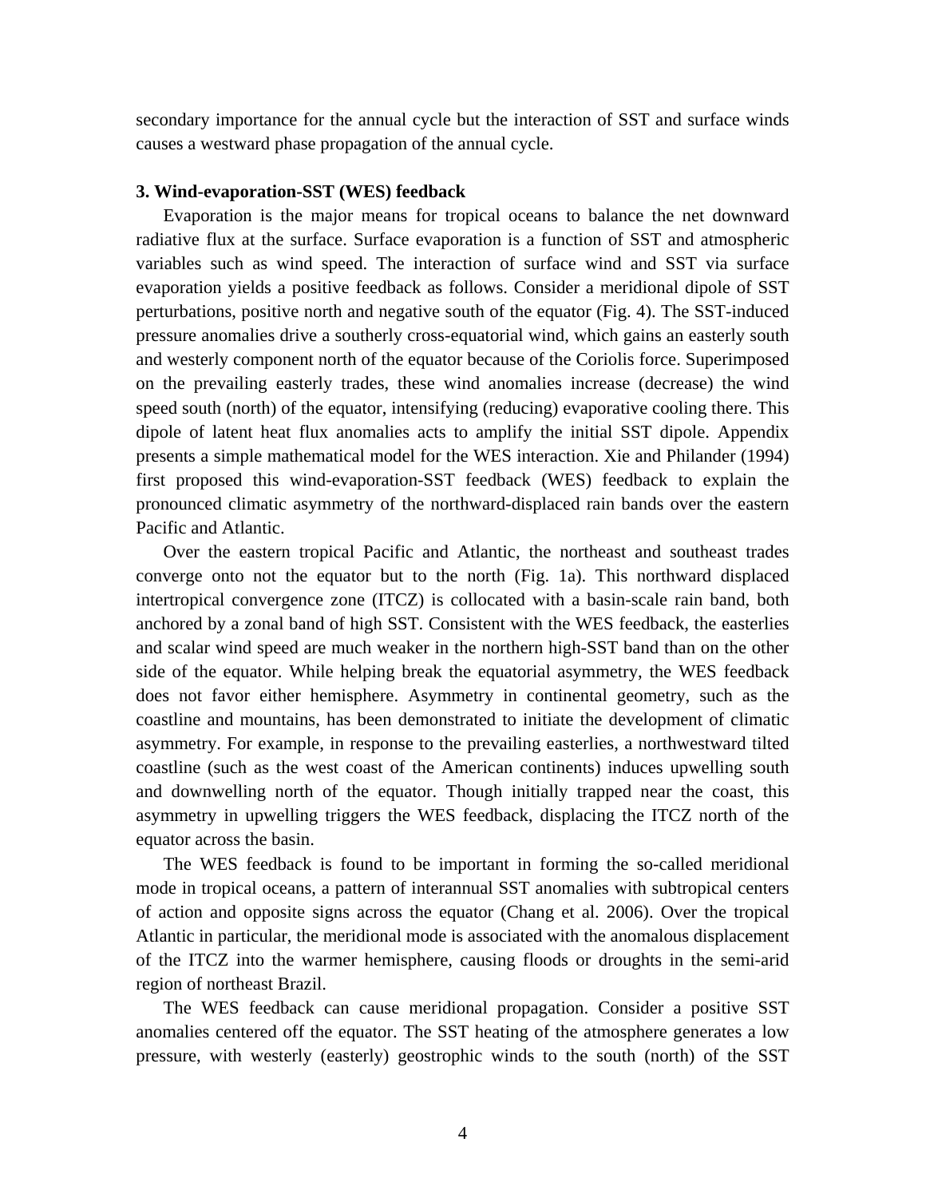secondary importance for the annual cycle but the interaction of SST and surface winds causes a westward phase propagation of the annual cycle.

**3. Wind-evaporation-SST (WES) feedback**

Evaporation is the major means for tropical oceans to balance the net downward radiative flux at the surface. Surface evaporation is a function of SST and atmospheric variables such as wind speed. The interaction of surface wind and SST via surface evaporation yields a positive feedback as follows. Consider a meridional dipole of SST perturbations, positive north and negative south of the equator (Fig. 4). The SST-induced pressure anomalies drive a southerly cross-equatorial wind, which gains an easterly south and westerly component north of the equator because of the Coriolis force. Superimposed on the prevailing easterly trades, these wind anomalies increase (decrease) the wind speed south (north) of the equator, intensifying (reducing) evaporative cooling there. This dipole of latent heat flux anomalies acts to amplify the initial SST dipole. Appendix presents a simple mathematical model for the WES interaction. Xie and Philander (1994) first proposed this wind-evaporation-SST feedback (WES) feedback to explain the pronounced climatic asymmetry of the northward-displaced rain bands over the eastern Pacific and Atlantic.

Over the eastern tropical Pacific and Atlantic, the northeast and southeast trades converge onto not the equator but to the north (Fig. 1a). This northward displaced intertropical convergence zone (ITCZ) is collocated with a basin-scale rain band, both anchored by a zonal band of high SST. Consistent with the WES feedback, the easterlies and scalar wind speed are much weaker in the northern high-SST band than on the other side of the equator. While helping break the equatorial asymmetry, the WES feedback does not favor either hemisphere. Asymmetry in continental geometry, such as the coastline and mountains, has been demonstrated to initiate the development of climatic asymmetry. For example, in response to the prevailing easterlies, a northwestward tilted coastline (such as the west coast of the American continents) induces upwelling south and downwelling north of the equator. Though initially trapped near the coast, this asymmetry in upwelling triggers the WES feedback, displacing the ITCZ north of the equator across the basin.

The WES feedback is found to be important in forming the so-called meridional mode in tropical oceans, a pattern of interannual SST anomalies with subtropical centers of action and opposite signs across the equator (Chang et al. 2006). Over the tropical Atlantic in particular, the meridional mode is associated with the anomalous displacement of the ITCZ into the warmer hemisphere, causing floods or droughts in the semi-arid region of northeast Brazil.

The WES feedback can cause meridional propagation. Consider a positive SST anomalies centered off the equator. The SST heating of the atmosphere generates a low pressure, with westerly (easterly) geostrophic winds to the south (north) of the SST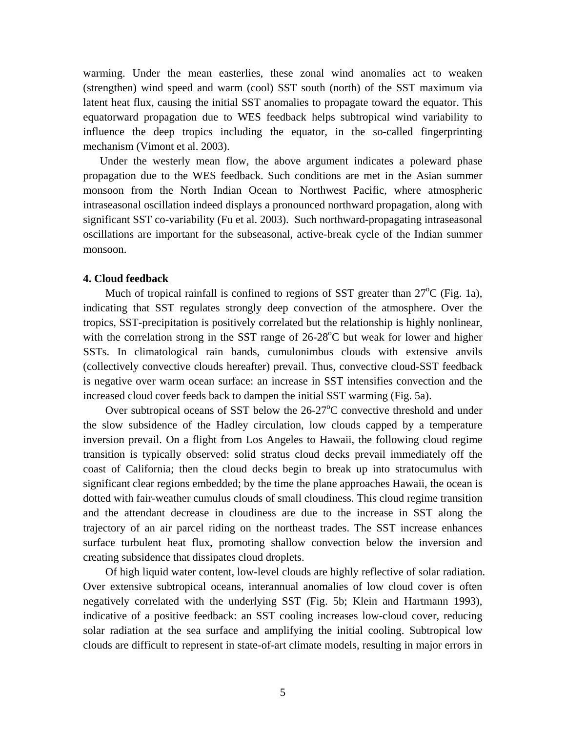warming. Under the mean easterlies, these zonal wind anomalies act to weaken (strengthen) wind speed and warm (cool) SST south (north) of the SST maximum via latent heat flux, causing the initial SST anomalies to propagate toward the equator. This equatorward propagation due to WES feedback helps subtropical wind variability to influence the deep tropics including the equator, in the so-called fingerprinting mechanism (Vimont et al. 2003).

Under the westerly mean flow, the above argument indicates a poleward phase propagation due to the WES feedback. Such conditions are met in the Asian summer monsoon from the North Indian Ocean to Northwest Pacific, where atmospheric intraseasonal oscillation indeed displays a pronounced northward propagation, along with significant SST co-variability (Fu et al. 2003). Such northward-propagating intraseasonal oscillations are important for the subseasonal, active-break cycle of the Indian summer monsoon.

**4. Cloud feedback**

Much of tropical rainfall is confined to regions of SST greater than 27$^{o}$C (Fig. 1a), indicating that SST regulates strongly deep convection of the atmosphere. Over the tropics, SST-precipitation is positively correlated but the relationship is highly nonlinear, with the correlation strong in the SST range of 26-28$^{o}$C but weak for lower and higher SSTs. In climatological rain bands, cumulonimbus clouds with extensive anvils (collectively convective clouds hereafter) prevail. Thus, convective cloud-SST feedback is negative over warm ocean surface: an increase in SST intensifies convection and the increased cloud cover feeds back to dampen the initial SST warming (Fig. 5a).

Over subtropical oceans of SST below the 26-27$^{o}$C convective threshold and under the slow subsidence of the Hadley circulation, low clouds capped by a temperature inversion prevail. On a flight from Los Angeles to Hawaii, the following cloud regime transition is typically observed: solid stratus cloud decks prevail immediately off the coast of California; then the cloud decks begin to break up into stratocumulus with significant clear regions embedded; by the time the plane approaches Hawaii, the ocean is dotted with fair-weather cumulus clouds of small cloudiness. This cloud regime transition and the attendant decrease in cloudiness are due to the increase in SST along the trajectory of an air parcel riding on the northeast trades. The SST increase enhances surface turbulent heat flux, promoting shallow convection below the inversion and creating subsidence that dissipates cloud droplets.

Of high liquid water content, low-level clouds are highly reflective of solar radiation. Over extensive subtropical oceans, interannual anomalies of low cloud cover is often negatively correlated with the underlying SST (Fig. 5b; Klein and Hartmann 1993), indicative of a positive feedback: an SST cooling increases low-cloud cover, reducing solar radiation at the sea surface and amplifying the initial cooling. Subtropical low clouds are difficult to represent in state-of-art climate models, resulting in major errors in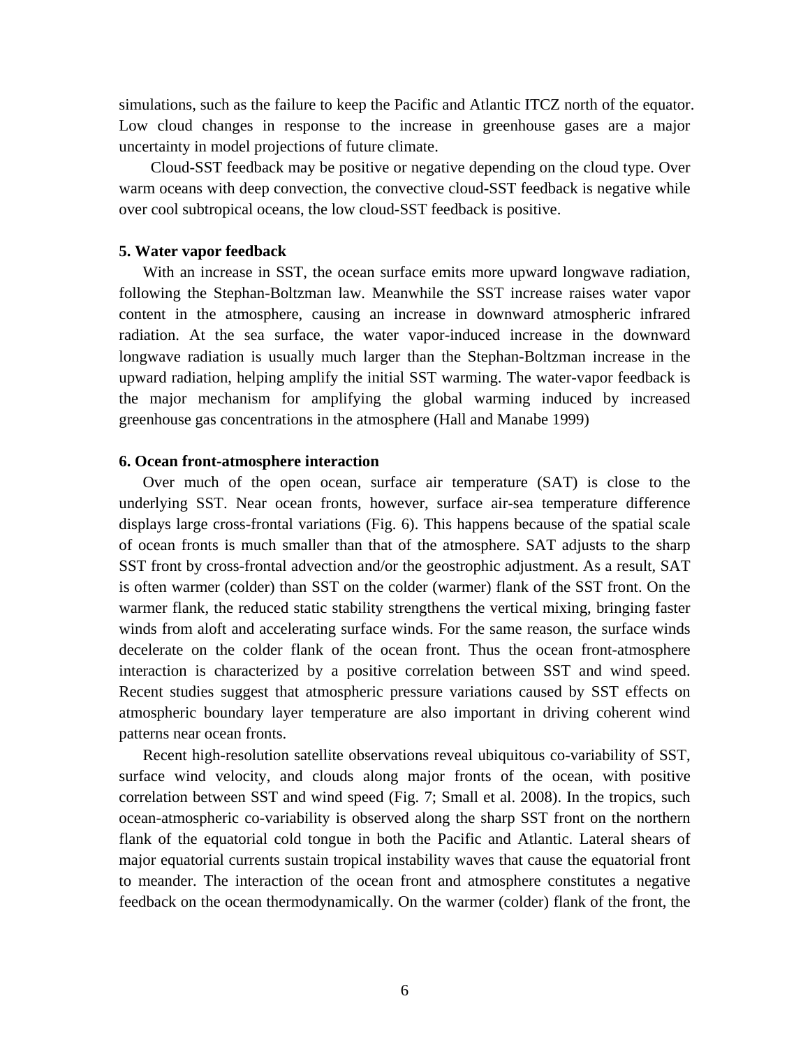simulations, such as the failure to keep the Pacific and Atlantic ITCZ north of the equator. Low cloud changes in response to the increase in greenhouse gases are a major uncertainty in model projections of future climate.

Cloud-SST feedback may be positive or negative depending on the cloud type. Over warm oceans with deep convection, the convective cloud-SST feedback is negative while over cool subtropical oceans, the low cloud-SST feedback is positive.

**5. Water vapor feedback**

With an increase in SST, the ocean surface emits more upward longwave radiation, following the Stephan-Boltzman law. Meanwhile the SST increase raises water vapor content in the atmosphere, causing an increase in downward atmospheric infrared radiation. At the sea surface, the water vapor-induced increase in the downward longwave radiation is usually much larger than the Stephan-Boltzman increase in the upward radiation, helping amplify the initial SST warming. The water-vapor feedback is the major mechanism for amplifying the global warming induced by increased greenhouse gas concentrations in the atmosphere (Hall and Manabe 1999)

**6. Ocean front-atmosphere interaction**

Over much of the open ocean, surface air temperature (SAT) is close to the underlying SST. Near ocean fronts, however, surface air-sea temperature difference displays large cross-frontal variations (Fig. 6). This happens because of the spatial scale of ocean fronts is much smaller than that of the atmosphere. SAT adjusts to the sharp SST front by cross-frontal advection and/or the geostrophic adjustment. As a result, SAT is often warmer (colder) than SST on the colder (warmer) flank of the SST front. On the warmer flank, the reduced static stability strengthens the vertical mixing, bringing faster winds from aloft and accelerating surface winds. For the same reason, the surface winds decelerate on the colder flank of the ocean front. Thus the ocean front-atmosphere interaction is characterized by a positive correlation between SST and wind speed. Recent studies suggest that atmospheric pressure variations caused by SST effects on atmospheric boundary layer temperature are also important in driving coherent wind patterns near ocean fronts.

Recent high-resolution satellite observations reveal ubiquitous co-variability of SST, surface wind velocity, and clouds along major fronts of the ocean, with positive correlation between SST and wind speed (Fig. 7; Small et al. 2008). In the tropics, such ocean-atmospheric co-variability is observed along the sharp SST front on the northern flank of the equatorial cold tongue in both the Pacific and Atlantic. Lateral shears of major equatorial currents sustain tropical instability waves that cause the equatorial front to meander. The interaction of the ocean front and atmosphere constitutes a negative feedback on the ocean thermodynamically. On the warmer (colder) flank of the front, the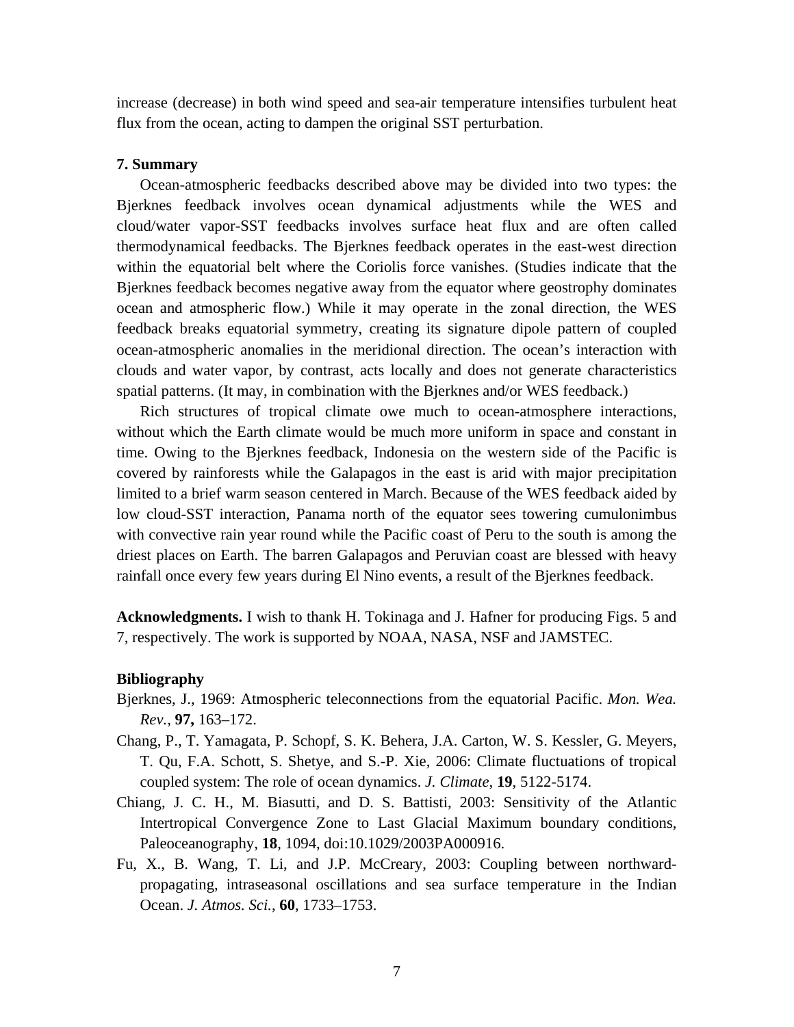increase (decrease) in both wind speed and sea-air temperature intensifies turbulent heat flux from the ocean, acting to dampen the original SST perturbation.

## 7. Summary

Ocean-atmospheric feedbacks described above may be divided into two types: the Bjerknes feedback involves ocean dynamical adjustments while the WES and cloud/water vapor-SST feedbacks involves surface heat flux and are often called thermodynamical feedbacks. The Bjerknes feedback operates in the east-west direction within the equatorial belt where the Coriolis force vanishes. (Studies indicate that the Bjerknes feedback becomes negative away from the equator where geostrophy dominates ocean and atmospheric flow.) While it may operate in the zonal direction, the WES feedback breaks equatorial symmetry, creating its signature dipole pattern of coupled ocean-atmospheric anomalies in the meridional direction. The ocean's interaction with clouds and water vapor, by contrast, acts locally and does not generate characteristics spatial patterns. (It may, in combination with the Bjerknes and/or WES feedback.)

Rich structures of tropical climate owe much to ocean-atmosphere interactions, without which the Earth climate would be much more uniform in space and constant in time. Owing to the Bjerknes feedback, Indonesia on the western side of the Pacific is covered by rainforests while the Galapagos in the east is arid with major precipitation limited to a brief warm season centered in March. Because of the WES feedback aided by low cloud-SST interaction, Panama north of the equator sees towering cumulonimbus with convective rain year round while the Pacific coast of Peru to the south is among the driest places on Earth. The barren Galapagos and Peruvian coast are blessed with heavy rainfall once every few years during El Nino events, a result of the Bjerknes feedback.

**Acknowledgments.** I wish to thank H. Tokinaga and J. Hafner for producing Figs. 5 and 7, respectively. The work is supported by NOAA, NASA, NSF and JAMSTEC.

## Bibliography

Bjerknes, J., 1969: Atmospheric teleconnections from the equatorial Pacific. *Mon. Wea. Rev.,* **97,** 163–172.

Chang, P., T. Yamagata, P. Schopf, S. K. Behera, J.A. Carton, W. S. Kessler, G. Meyers, T. Qu, F.A. Schott, S. Shetye, and S.-P. Xie, 2006: Climate fluctuations of tropical coupled system: The role of ocean dynamics. *J. Climate*, **19**, 5122-5174.

Chiang, J. C. H., M. Biasutti, and D. S. Battisti, 2003: Sensitivity of the Atlantic Intertropical Convergence Zone to Last Glacial Maximum boundary conditions, Paleoceanography, **18**, 1094, doi:10.1029/2003PA000916.

Fu, X., B. Wang, T. Li, and J.P. McCreary, 2003: Coupling between northward-propagating, intraseasonal oscillations and sea surface temperature in the Indian Ocean. *J. Atmos. Sci.*, **60**, 1733–1753.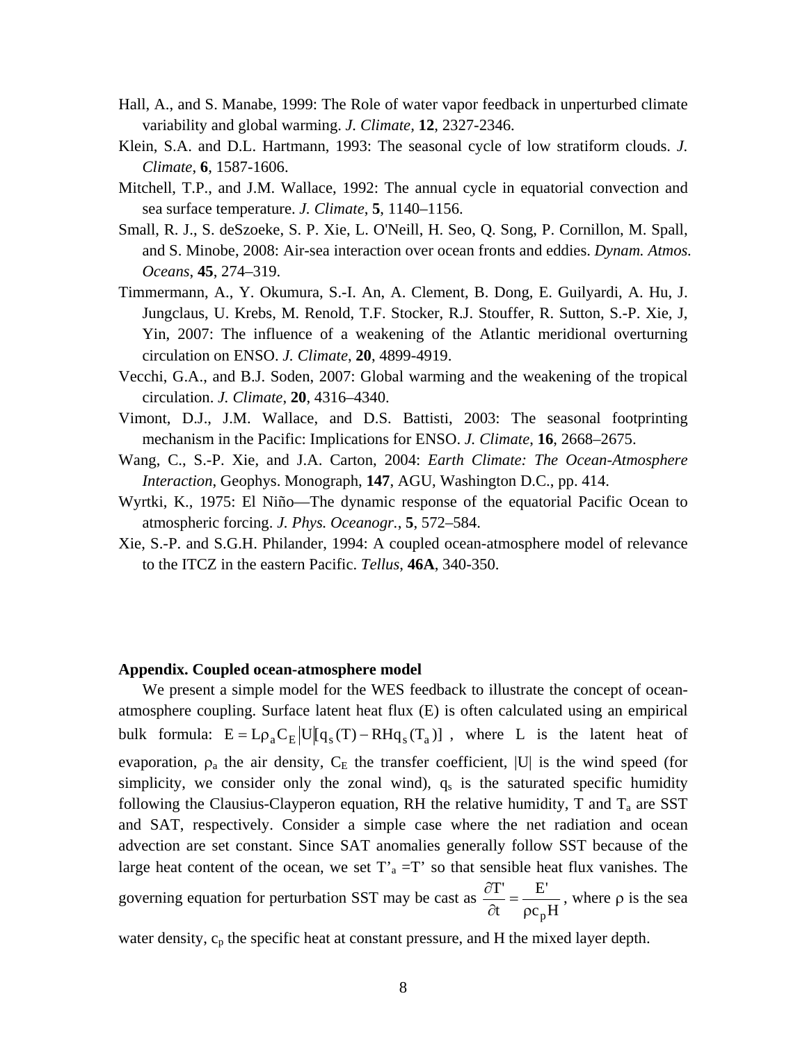Hall, A., and S. Manabe, 1999: The Role of water vapor feedback in unperturbed climate variability and global warming. *J. Climate,* **12**, 2327-2346.

Klein, S.A. and D.L. Hartmann, 1993: The seasonal cycle of low stratiform clouds. *J. Climate*, **6**, 1587-1606.

Mitchell, T.P., and J.M. Wallace, 1992: The annual cycle in equatorial convection and sea surface temperature. *J. Climate*, **5**, 1140–1156.

Small, R. J., S. deSzoeke, S. P. Xie, L. O'Neill, H. Seo, Q. Song, P. Cornillon, M. Spall, and S. Minobe, 2008: Air-sea interaction over ocean fronts and eddies. *Dynam. Atmos. Oceans*, **45**, 274–319.

Timmermann, A., Y. Okumura, S.-I. An, A. Clement, B. Dong, E. Guilyardi, A. Hu, J. Jungclaus, U. Krebs, M. Renold, T.F. Stocker, R.J. Stouffer, R. Sutton, S.-P. Xie, J, Yin, 2007: The influence of a weakening of the Atlantic meridional overturning circulation on ENSO. *J. Climate*, **20**, 4899-4919.

Vecchi, G.A., and B.J. Soden, 2007: Global warming and the weakening of the tropical circulation. *J. Climate*, **20**, 4316–4340.

Vimont, D.J., J.M. Wallace, and D.S. Battisti, 2003: The seasonal footprinting mechanism in the Pacific: Implications for ENSO. *J. Climate*, **16**, 2668–2675.

Wang, C., S.-P. Xie, and J.A. Carton, 2004: *Earth Climate: The Ocean-Atmosphere Interaction*, Geophys. Monograph, **147**, AGU, Washington D.C., pp. 414.

Wyrtki, K., 1975: El Niño—The dynamic response of the equatorial Pacific Ocean to atmospheric forcing. *J. Phys. Oceanogr.*, **5**, 572–584.

Xie, S.-P. and S.G.H. Philander, 1994: A coupled ocean-atmosphere model of relevance to the ITCZ in the eastern Pacific. *Tellus*, **46A**, 340-350.

**Appendix. Coupled ocean-atmosphere model**

We present a simple model for the WES feedback to illustrate the concept of ocean-atmosphere coupling. Surface latent heat flux (E) is often calculated using an empirical bulk formula: $E = L\rho_a C_E |U|[q_s(T) - RHq_s(T_a)]$, where L is the latent heat of evaporation, $\rho_a$ the air density, $C_E$ the transfer coefficient, |U| is the wind speed (for simplicity, we consider only the zonal wind), $q_s$ is the saturated specific humidity following the Clausius-Clayperon equation, RH the relative humidity, T and $T_a$ are SST and SAT, respectively. Consider a simple case where the net radiation and ocean advection are set constant. Since SAT anomalies generally follow SST because of the large heat content of the ocean, we set $T'_a = T'$ so that sensible heat flux vanishes. The governing equation for perturbation SST may be cast as $\frac{\partial T'}{\partial t} = \frac{E'}{\rho c_p H}$, where $\rho$ is the sea water density, $c_p$ the specific heat at constant pressure, and H the mixed layer depth.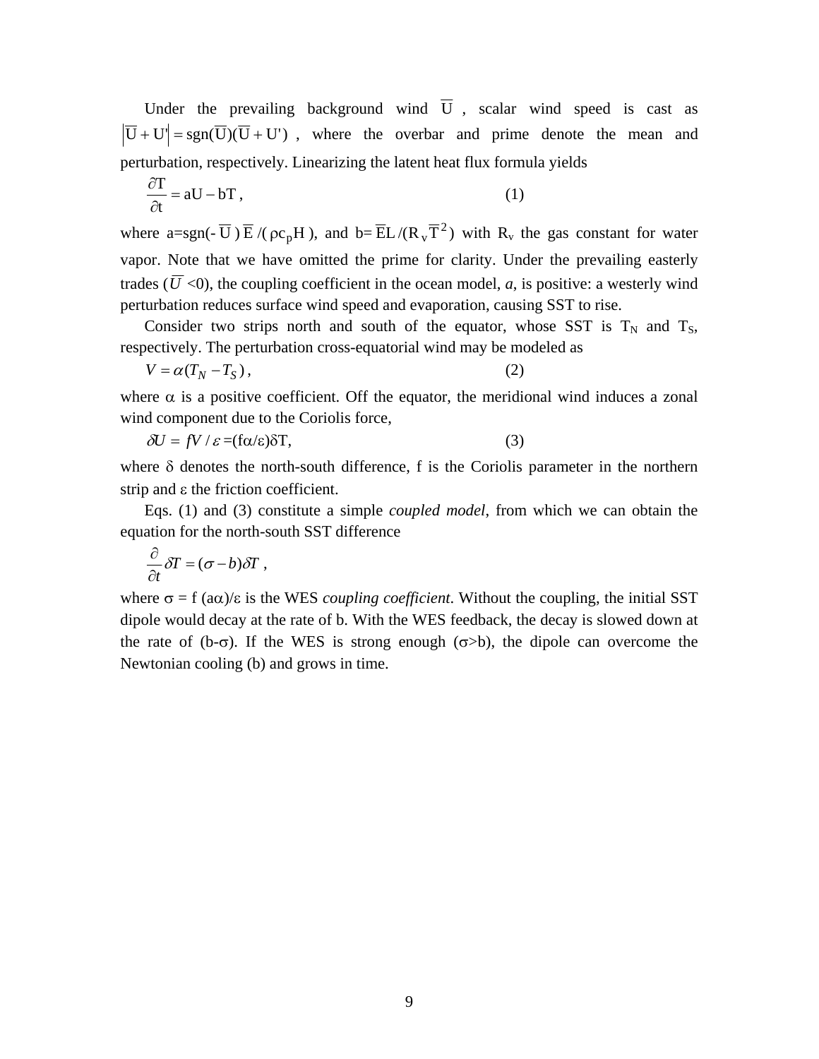Under the prevailing background wind $\overline{U}$, scalar wind speed is cast as $|\overline{U}+U'| = \mathrm{sgn}(\overline{U})(\overline{U}+U')$, where the overbar and prime denote the mean and perturbation, respectively. Linearizing the latent heat flux formula yields

$$\frac{\partial T}{\partial t} = aU - bT\,, \qquad (1)$$

where $a=\mathrm{sgn}(-\overline{U})\,\overline{E}/(\rho c_p H)$, and $b=\overline{E}L/(R_v \overline{T}^2)$ with $R_v$ the gas constant for water vapor. Note that we have omitted the prime for clarity. Under the prevailing easterly trades ($\overline{U}<0$), the coupling coefficient in the ocean model, *a*, is positive: a westerly wind perturbation reduces surface wind speed and evaporation, causing SST to rise.

Consider two strips north and south of the equator, whose SST is $T_N$ and $T_S$, respectively. The perturbation cross-equatorial wind may be modeled as

$$V = \alpha(T_N - T_S)\,, \qquad (2)$$

where $\alpha$ is a positive coefficient. Off the equator, the meridional wind induces a zonal wind component due to the Coriolis force,

$$\delta U = fV/\varepsilon = (f\alpha/\varepsilon)\delta T, \qquad (3)$$

where $\delta$ denotes the north-south difference, f is the Coriolis parameter in the northern strip and $\varepsilon$ the friction coefficient.

Eqs. (1) and (3) constitute a simple *coupled model*, from which we can obtain the equation for the north-south SST difference

$$\frac{\partial}{\partial t}\delta T = (\sigma - b)\delta T\,,$$

where $\sigma = f(a\alpha)/\varepsilon$ is the WES *coupling coefficient*. Without the coupling, the initial SST dipole would decay at the rate of b. With the WES feedback, the decay is slowed down at the rate of ($b-\sigma$). If the WES is strong enough ($\sigma>b$), the dipole can overcome the Newtonian cooling (b) and grows in time.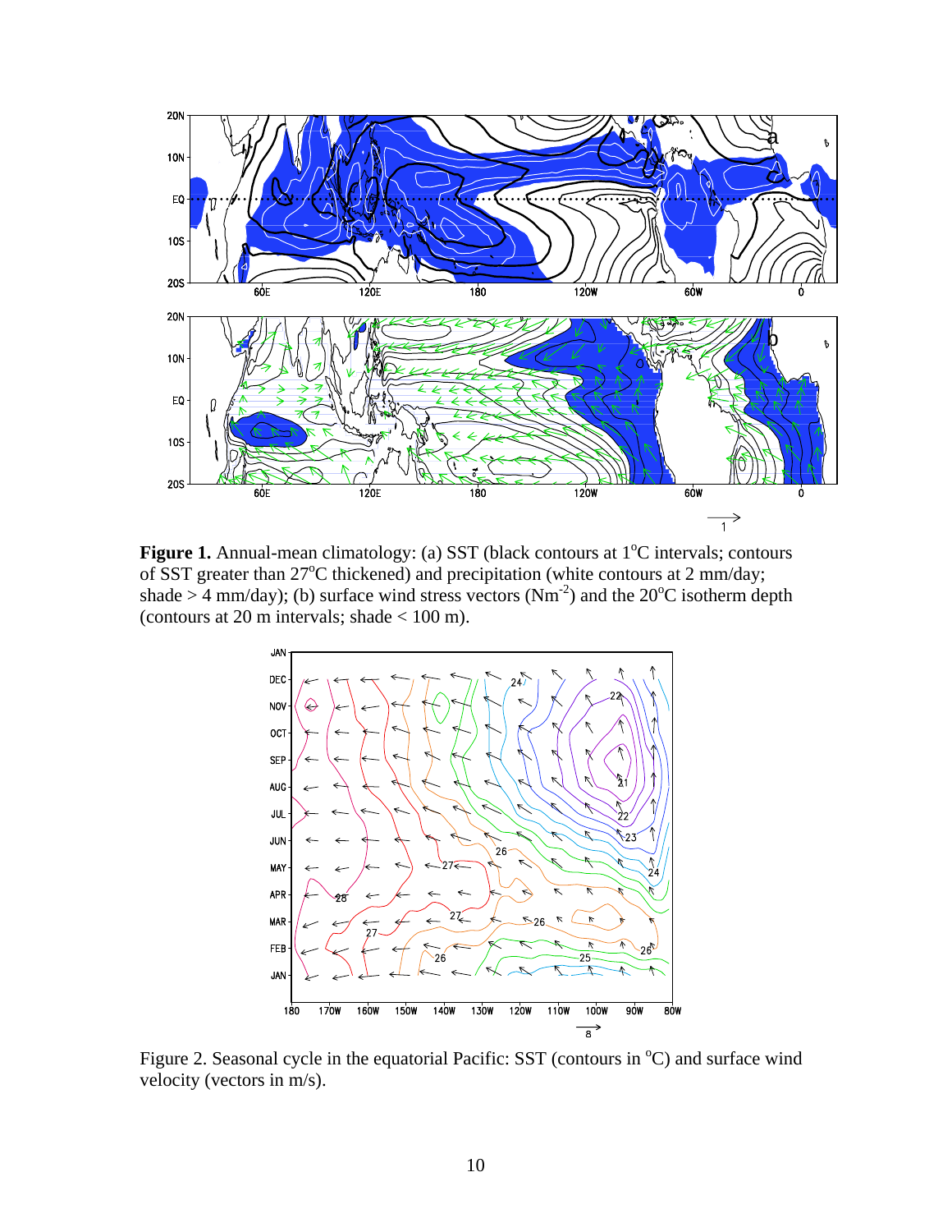**Figure 1.** Annual-mean climatology: (a) SST (black contours at 1$^o$C intervals; contours of SST greater than 27$^o$C thickened) and precipitation (white contours at 2 mm/day; shade > 4 mm/day); (b) surface wind stress vectors (Nm$^{-2}$) and the 20$^o$C isotherm depth (contours at 20 m intervals; shade < 100 m).

Figure 2. Seasonal cycle in the equatorial Pacific: SST (contours in $^o$C) and surface wind velocity (vectors in m/s).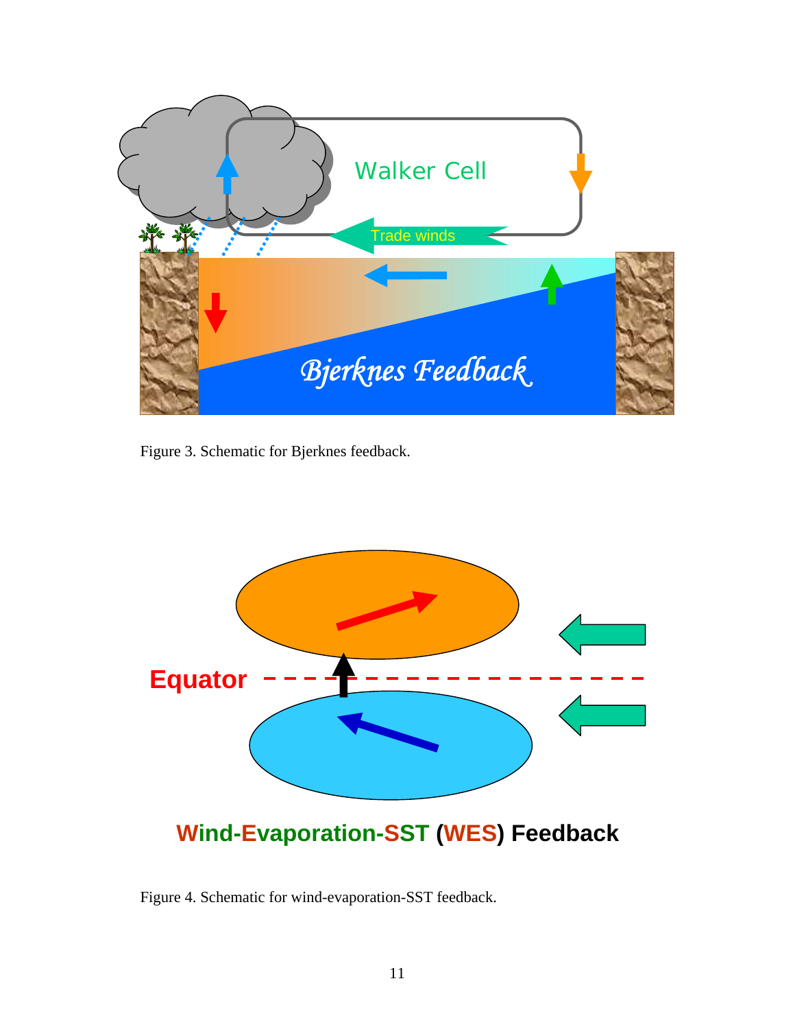Figure 3. Schematic for Bjerknes feedback.

Figure 4. Schematic for wind-evaporation-SST feedback.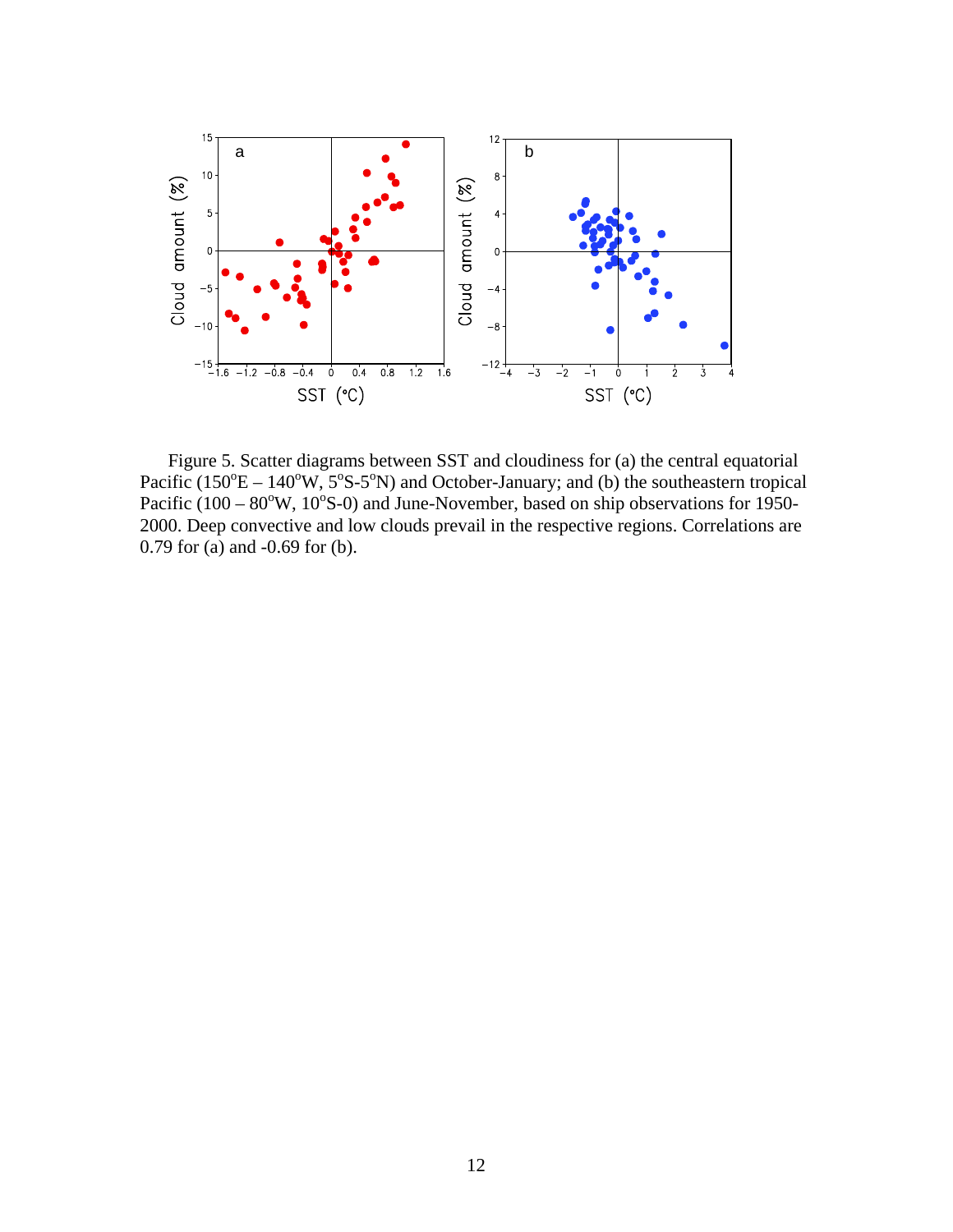Figure 5. Scatter diagrams between SST and cloudiness for (a) the central equatorial Pacific ($150^oE – 140^oW$, $5^oS$-$5^oN$) and October-January; and (b) the southeastern tropical Pacific ($100 – 80^oW$, $10^oS$-0) and June-November, based on ship observations for 1950-2000. Deep convective and low clouds prevail in the respective regions. Correlations are 0.79 for (a) and -0.69 for (b).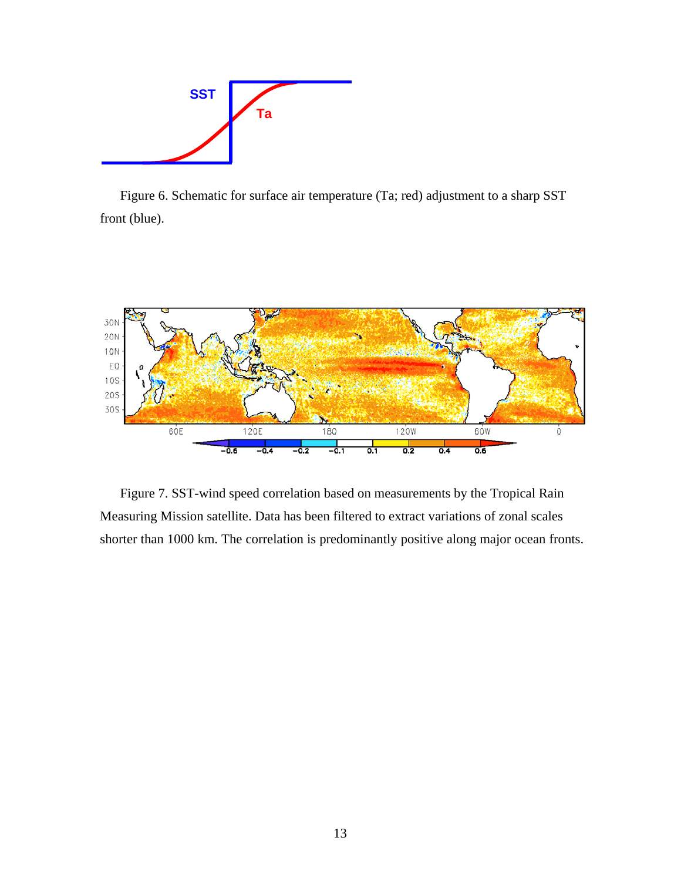SST

Ta

Figure 6. Schematic for surface air temperature (Ta; red) adjustment to a sharp SST front (blue).

30N
20N
10N
EQ
10S
20S
30S

60E 120E 180 120W 60W 0

−0.6 −0.4 −0.2 −0.1 0.1 0.2 0.4 0.6

Figure 7. SST-wind speed correlation based on measurements by the Tropical Rain Measuring Mission satellite. Data has been filtered to extract variations of zonal scales shorter than 1000 km. The correlation is predominantly positive along major ocean fronts.